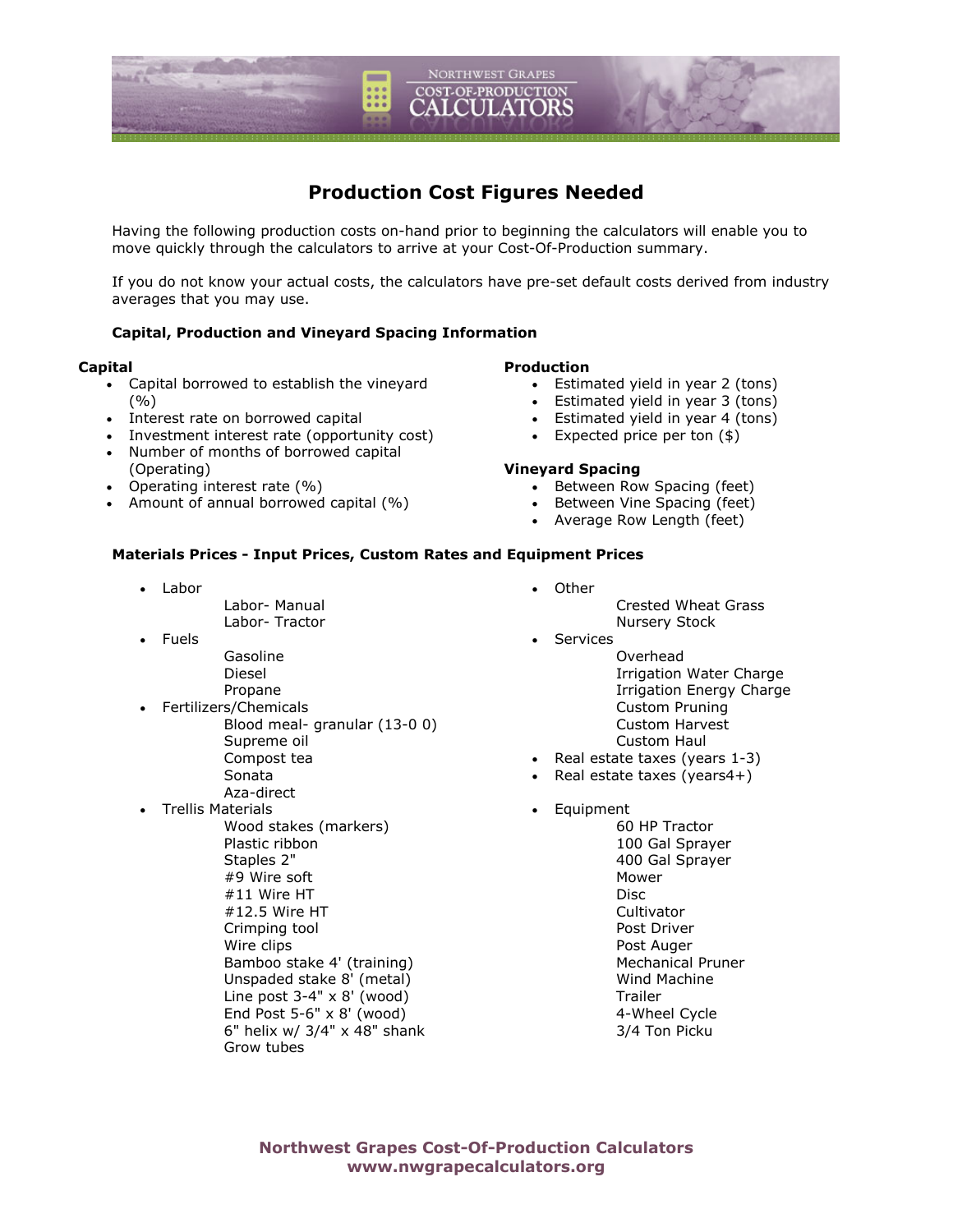## Production Cost Figures Needed

Having the following production costs on-hand prior to beginning the calculators will enable you to move quickly through the calculators to arrive at your Cost-Of-Production summary.

If you do not know your actual costs, the calculators have pre-set default costs derived from industry averages that you may use.

### Capital, Production and Vineyard Spacing Information

**Capital**

- Capital borrowed to establish the vineyard (%)
- Interest rate on borrowed capital
- Investment interest rate (opportunity cost)
- Number of months of borrowed capital (Operating)
- Operating interest rate (%)
- Amount of annual borrowed capital (%)

**Production**

- Estimated yield in year 2 (tons)
- Estimated yield in year 3 (tons)
- Estimated yield in year 4 (tons)
- Expected price per ton ($)

**Vineyard Spacing**

- Between Row Spacing (feet)
- Between Vine Spacing (feet)
- Average Row Length (feet)

### Materials Prices - Input Prices, Custom Rates and Equipment Prices

- Labor
  - Labor- Manual
  - Labor- Tractor
- Fuels
  - Gasoline
  - Diesel
  - Propane
- Fertilizers/Chemicals
  - Blood meal- granular (13-0 0)
  - Supreme oil
  - Compost tea
  - Sonata
  - Aza-direct
- Trellis Materials
  - Wood stakes (markers)
  - Plastic ribbon
  - Staples 2"
  - #9 Wire soft
  - #11 Wire HT
  - #12.5 Wire HT
  - Crimping tool
  - Wire clips
  - Bamboo stake 4' (training)
  - Unspaded stake 8' (metal)
  - Line post 3-4" x 8' (wood)
  - End Post 5-6" x 8' (wood)
  - 6" helix w/ 3/4" x 48" shank
  - Grow tubes
- Other
  - Crested Wheat Grass
  - Nursery Stock
- Services
  - Overhead
  - Irrigation Water Charge
  - Irrigation Energy Charge
  - Custom Pruning
  - Custom Harvest
  - Custom Haul
- Real estate taxes (years 1-3)
- Real estate taxes (years4+)
- Equipment
  - 60 HP Tractor
  - 100 Gal Sprayer
  - 400 Gal Sprayer
  - Mower
  - Disc
  - Cultivator
  - Post Driver
  - Post Auger
  - Mechanical Pruner
  - Wind Machine
  - Trailer
  - 4-Wheel Cycle
  - 3/4 Ton Picku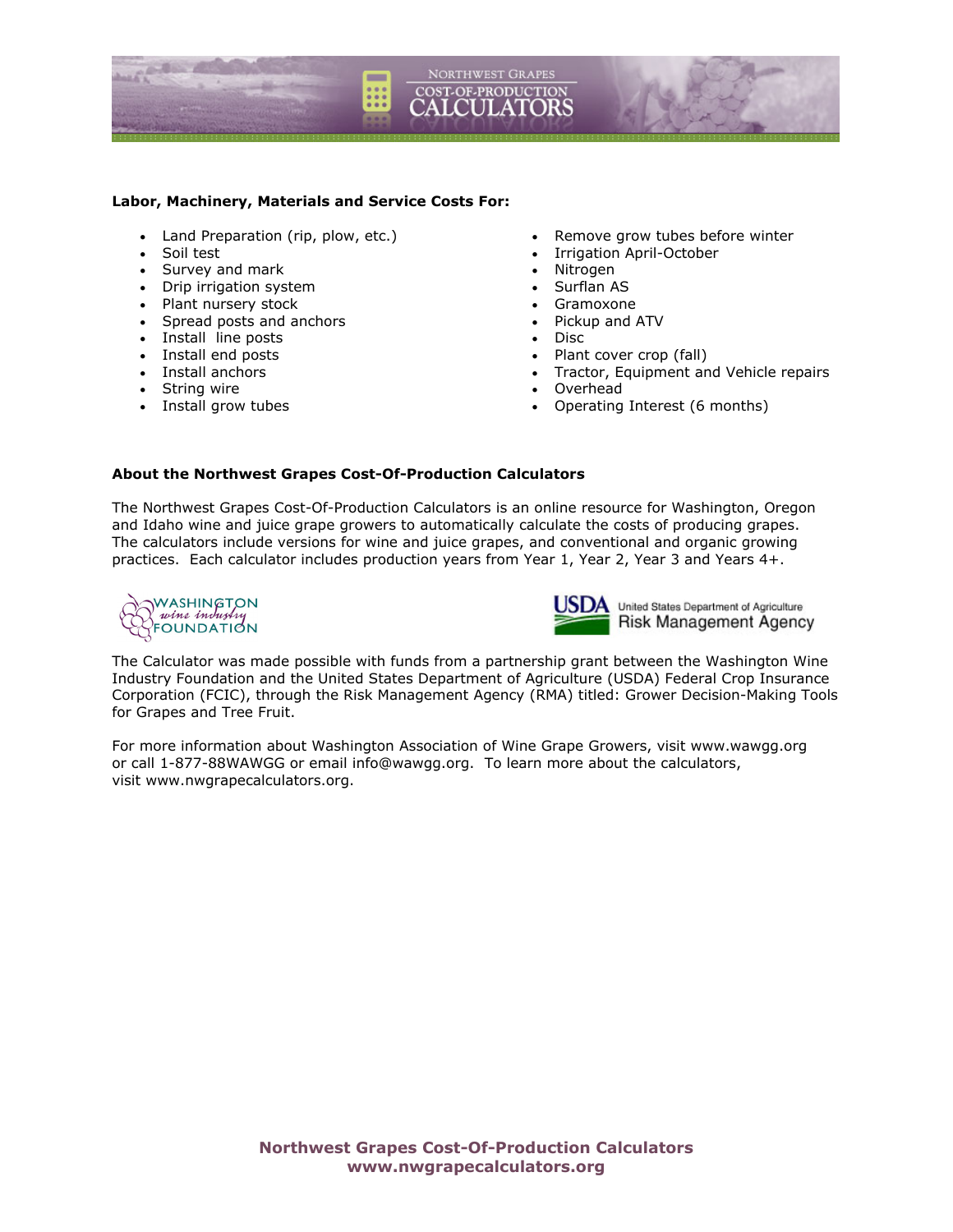**Labor, Machinery, Materials and Service Costs For:**

- Land Preparation (rip, plow, etc.)
- Soil test
- Survey and mark
- Drip irrigation system
- Plant nursery stock
- Spread posts and anchors
- Install line posts
- Install end posts
- Install anchors
- String wire
- Install grow tubes
- Remove grow tubes before winter
- Irrigation April-October
- Nitrogen
- Surflan AS
- Gramoxone
- Pickup and ATV
- Disc
- Plant cover crop (fall)
- Tractor, Equipment and Vehicle repairs
- Overhead
- Operating Interest (6 months)

**About the Northwest Grapes Cost-Of-Production Calculators**

The Northwest Grapes Cost-Of-Production Calculators is an online resource for Washington, Oregon and Idaho wine and juice grape growers to automatically calculate the costs of producing grapes. The calculators include versions for wine and juice grapes, and conventional and organic growing practices. Each calculator includes production years from Year 1, Year 2, Year 3 and Years 4+.

The Calculator was made possible with funds from a partnership grant between the Washington Wine Industry Foundation and the United States Department of Agriculture (USDA) Federal Crop Insurance Corporation (FCIC), through the Risk Management Agency (RMA) titled: Grower Decision-Making Tools for Grapes and Tree Fruit.

For more information about Washington Association of Wine Grape Growers, visit www.wawgg.org or call 1-877-88WAWGG or email info@wawgg.org. To learn more about the calculators, visit www.nwgrapecalculators.org.